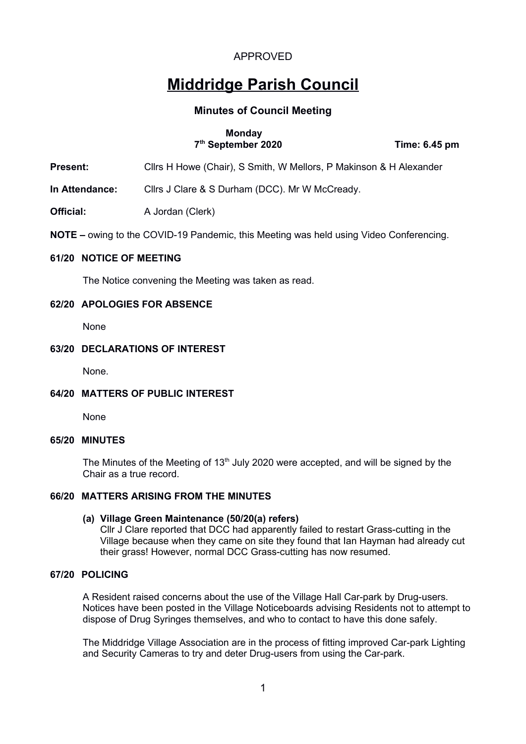APPROVED

# Middridge Parish Council

## Minutes of Council Meeting

**Monday**
**7th September 2020** **Time: 6.45 pm**

**Present:** Cllrs H Howe (Chair), S Smith, W Mellors, P Makinson & H Alexander

**In Attendance:** Cllrs J Clare & S Durham (DCC). Mr W McCready.

**Official:** A Jordan (Clerk)

**NOTE –** owing to the COVID-19 Pandemic, this Meeting was held using Video Conferencing.

### 61/20 NOTICE OF MEETING

The Notice convening the Meeting was taken as read.

### 62/20 APOLOGIES FOR ABSENCE

None

### 63/20 DECLARATIONS OF INTEREST

None.

### 64/20 MATTERS OF PUBLIC INTEREST

None

### 65/20 MINUTES

The Minutes of the Meeting of 13th July 2020 were accepted, and will be signed by the Chair as a true record.

### 66/20 MATTERS ARISING FROM THE MINUTES

**(a) Village Green Maintenance (50/20(a) refers)**
Cllr J Clare reported that DCC had apparently failed to restart Grass-cutting in the Village because when they came on site they found that Ian Hayman had already cut their grass! However, normal DCC Grass-cutting has now resumed.

### 67/20 POLICING

A Resident raised concerns about the use of the Village Hall Car-park by Drug-users. Notices have been posted in the Village Noticeboards advising Residents not to attempt to dispose of Drug Syringes themselves, and who to contact to have this done safely.

The Middridge Village Association are in the process of fitting improved Car-park Lighting and Security Cameras to try and deter Drug-users from using the Car-park.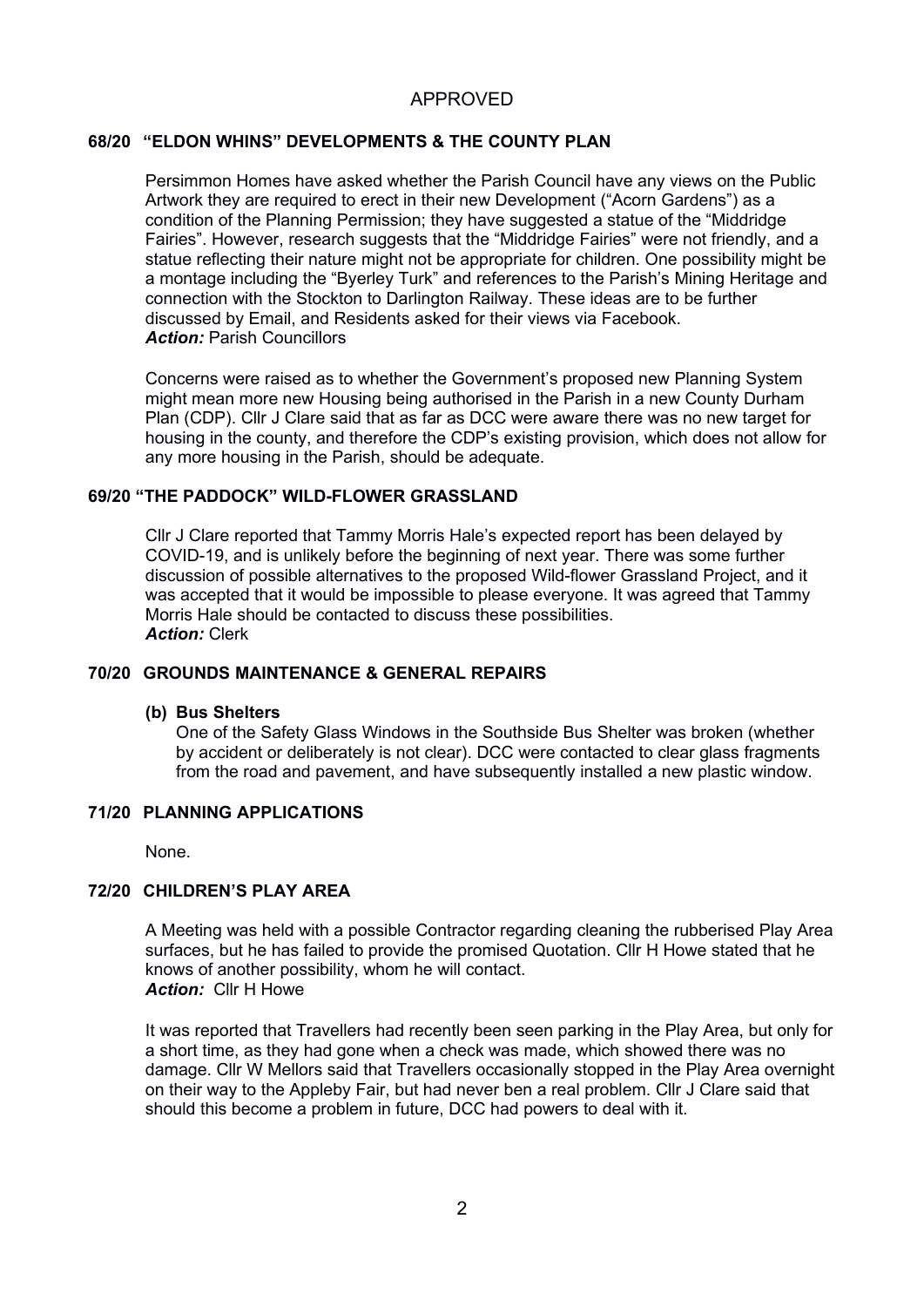APPROVED

### 68/20 "ELDON WHINS" DEVELOPMENTS & THE COUNTY PLAN

Persimmon Homes have asked whether the Parish Council have any views on the Public Artwork they are required to erect in their new Development ("Acorn Gardens") as a condition of the Planning Permission; they have suggested a statue of the "Middridge Fairies". However, research suggests that the "Middridge Fairies" were not friendly, and a statue reflecting their nature might not be appropriate for children. One possibility might be a montage including the "Byerley Turk" and references to the Parish's Mining Heritage and connection with the Stockton to Darlington Railway. These ideas are to be further discussed by Email, and Residents asked for their views via Facebook.
***Action:*** Parish Councillors

Concerns were raised as to whether the Government's proposed new Planning System might mean more new Housing being authorised in the Parish in a new County Durham Plan (CDP). Cllr J Clare said that as far as DCC were aware there was no new target for housing in the county, and therefore the CDP's existing provision, which does not allow for any more housing in the Parish, should be adequate.

### 69/20 "THE PADDOCK" WILD-FLOWER GRASSLAND

Cllr J Clare reported that Tammy Morris Hale's expected report has been delayed by COVID-19, and is unlikely before the beginning of next year. There was some further discussion of possible alternatives to the proposed Wild-flower Grassland Project, and it was accepted that it would be impossible to please everyone. It was agreed that Tammy Morris Hale should be contacted to discuss these possibilities.
***Action:*** Clerk

### 70/20 GROUNDS MAINTENANCE & GENERAL REPAIRS

**(b) Bus Shelters**
One of the Safety Glass Windows in the Southside Bus Shelter was broken (whether by accident or deliberately is not clear). DCC were contacted to clear glass fragments from the road and pavement, and have subsequently installed a new plastic window.

### 71/20 PLANNING APPLICATIONS

None.

### 72/20 CHILDREN'S PLAY AREA

A Meeting was held with a possible Contractor regarding cleaning the rubberised Play Area surfaces, but he has failed to provide the promised Quotation. Cllr H Howe stated that he knows of another possibility, whom he will contact.
***Action:*** Cllr H Howe

It was reported that Travellers had recently been seen parking in the Play Area, but only for a short time, as they had gone when a check was made, which showed there was no damage. Cllr W Mellors said that Travellers occasionally stopped in the Play Area overnight on their way to the Appleby Fair, but had never ben a real problem. Cllr J Clare said that should this become a problem in future, DCC had powers to deal with it.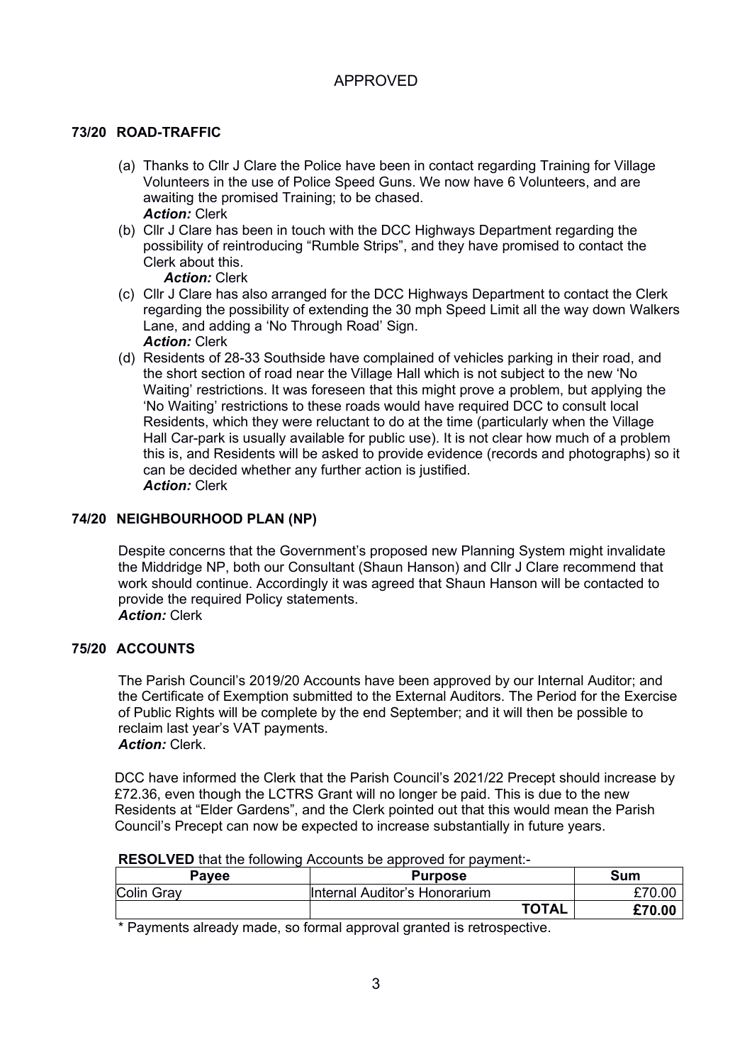APPROVED

### 73/20 ROAD-TRAFFIC

(a) Thanks to Cllr J Clare the Police have been in contact regarding Training for Village Volunteers in the use of Police Speed Guns. We now have 6 Volunteers, and are awaiting the promised Training; to be chased.
***Action:*** Clerk

(b) Cllr J Clare has been in touch with the DCC Highways Department regarding the possibility of reintroducing "Rumble Strips", and they have promised to contact the Clerk about this.
***Action:*** Clerk

(c) Cllr J Clare has also arranged for the DCC Highways Department to contact the Clerk regarding the possibility of extending the 30 mph Speed Limit all the way down Walkers Lane, and adding a 'No Through Road' Sign.
***Action:*** Clerk

(d) Residents of 28-33 Southside have complained of vehicles parking in their road, and the short section of road near the Village Hall which is not subject to the new 'No Waiting' restrictions. It was foreseen that this might prove a problem, but applying the 'No Waiting' restrictions to these roads would have required DCC to consult local Residents, which they were reluctant to do at the time (particularly when the Village Hall Car-park is usually available for public use). It is not clear how much of a problem this is, and Residents will be asked to provide evidence (records and photographs) so it can be decided whether any further action is justified.
***Action:*** Clerk

### 74/20 NEIGHBOURHOOD PLAN (NP)

Despite concerns that the Government's proposed new Planning System might invalidate the Middridge NP, both our Consultant (Shaun Hanson) and Cllr J Clare recommend that work should continue. Accordingly it was agreed that Shaun Hanson will be contacted to provide the required Policy statements.
***Action:*** Clerk

### 75/20 ACCOUNTS

The Parish Council's 2019/20 Accounts have been approved by our Internal Auditor; and the Certificate of Exemption submitted to the External Auditors. The Period for the Exercise of Public Rights will be complete by the end September; and it will then be possible to reclaim last year's VAT payments.
***Action:*** Clerk.

DCC have informed the Clerk that the Parish Council's 2021/22 Precept should increase by £72.36, even though the LCTRS Grant will no longer be paid. This is due to the new Residents at "Elder Gardens", and the Clerk pointed out that this would mean the Parish Council's Precept can now be expected to increase substantially in future years.

**RESOLVED** that the following Accounts be approved for payment:-

| Payee | Purpose | Sum |
|---|---|---|
| Colin Gray | Internal Auditor's Honorarium | £70.00 |
| | **TOTAL** | **£70.00** |

\* Payments already made, so formal approval granted is retrospective.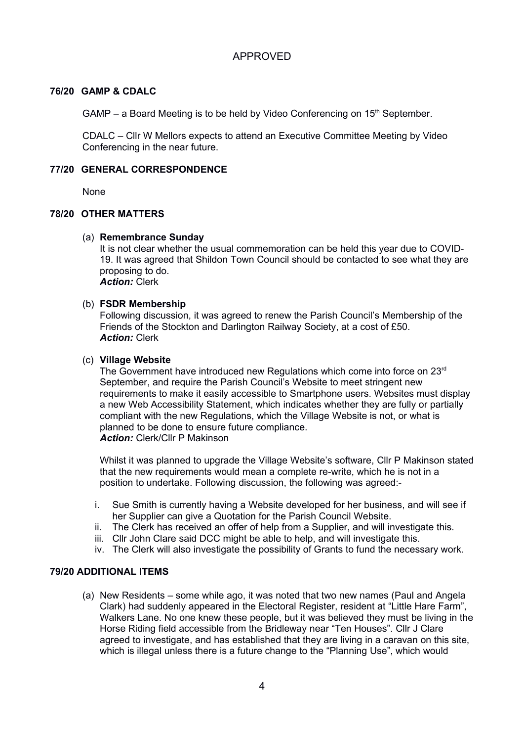APPROVED

### 76/20 GAMP & CDALC

GAMP – a Board Meeting is to be held by Video Conferencing on 15th September.

CDALC – Cllr W Mellors expects to attend an Executive Committee Meeting by Video Conferencing in the near future.

### 77/20 GENERAL CORRESPONDENCE

None

### 78/20 OTHER MATTERS

(a) **Remembrance Sunday**
It is not clear whether the usual commemoration can be held this year due to COVID-19. It was agreed that Shildon Town Council should be contacted to see what they are proposing to do.
***Action:*** Clerk

(b) **FSDR Membership**
Following discussion, it was agreed to renew the Parish Council's Membership of the Friends of the Stockton and Darlington Railway Society, at a cost of £50.
***Action:*** Clerk

(c) **Village Website**
The Government have introduced new Regulations which come into force on 23rd September, and require the Parish Council's Website to meet stringent new requirements to make it easily accessible to Smartphone users. Websites must display a new Web Accessibility Statement, which indicates whether they are fully or partially compliant with the new Regulations, which the Village Website is not, or what is planned to be done to ensure future compliance.
***Action:*** Clerk/Cllr P Makinson

Whilst it was planned to upgrade the Village Website's software, Cllr P Makinson stated that the new requirements would mean a complete re-write, which he is not in a position to undertake. Following discussion, the following was agreed:-

i. Sue Smith is currently having a Website developed for her business, and will see if her Supplier can give a Quotation for the Parish Council Website.
ii. The Clerk has received an offer of help from a Supplier, and will investigate this.
iii. Cllr John Clare said DCC might be able to help, and will investigate this.
iv. The Clerk will also investigate the possibility of Grants to fund the necessary work.

### 79/20 ADDITIONAL ITEMS

(a) New Residents – some while ago, it was noted that two new names (Paul and Angela Clark) had suddenly appeared in the Electoral Register, resident at "Little Hare Farm", Walkers Lane. No one knew these people, but it was believed they must be living in the Horse Riding field accessible from the Bridleway near "Ten Houses". Cllr J Clare agreed to investigate, and has established that they are living in a caravan on this site, which is illegal unless there is a future change to the "Planning Use", which would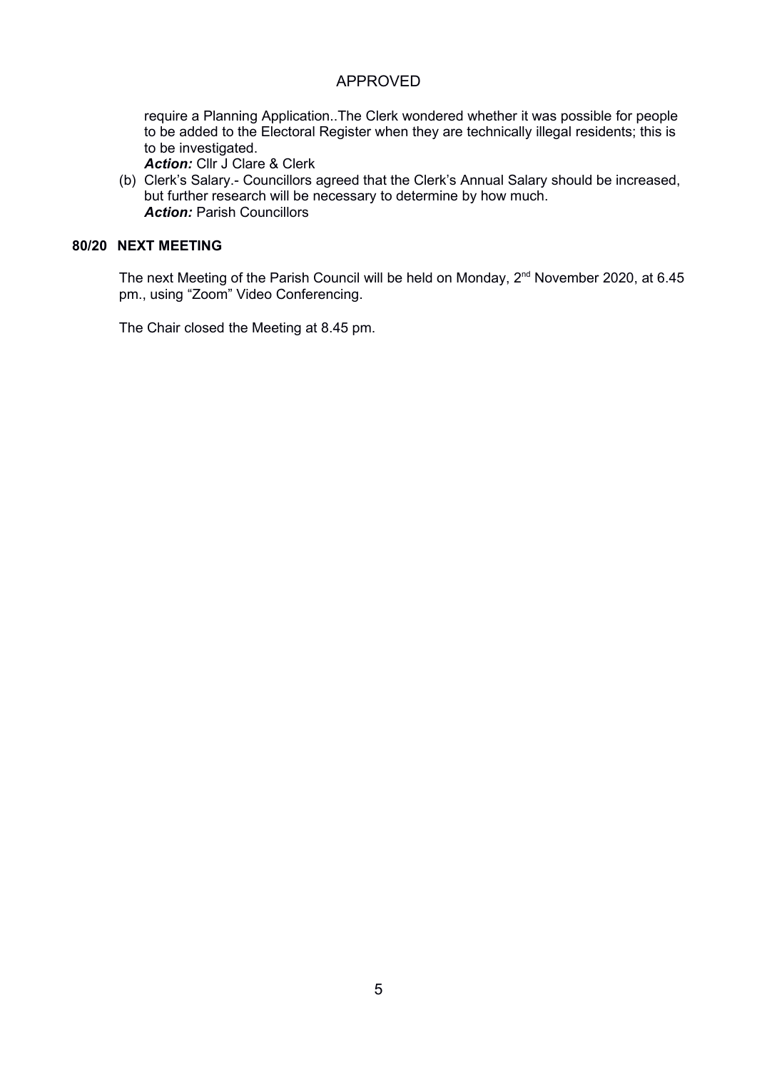APPROVED

require a Planning Application..The Clerk wondered whether it was possible for people to be added to the Electoral Register when they are technically illegal residents; this is to be investigated.
***Action:*** Cllr J Clare & Clerk

(b) Clerk's Salary.- Councillors agreed that the Clerk's Annual Salary should be increased, but further research will be necessary to determine by how much.
***Action:*** Parish Councillors

**80/20 NEXT MEETING**

The next Meeting of the Parish Council will be held on Monday, 2nd November 2020, at 6.45 pm., using "Zoom" Video Conferencing.

The Chair closed the Meeting at 8.45 pm.